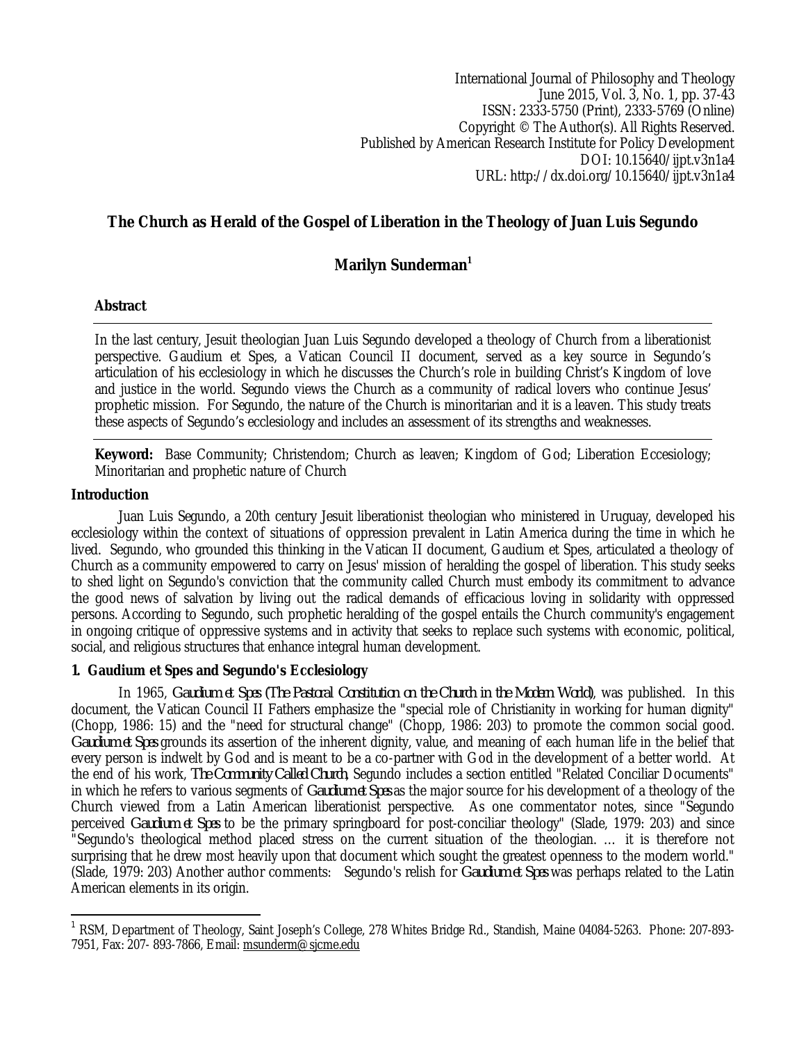International Journal of Philosophy and Theology
June 2015, Vol. 3, No. 1, pp. 37-43
ISSN: 2333-5750 (Print), 2333-5769 (Online)
Copyright © The Author(s). All Rights Reserved.
Published by American Research Institute for Policy Development
DOI: 10.15640/ijpt.v3n1a4
URL: http://dx.doi.org/10.15640/ijpt.v3n1a4

# The Church as Herald of the Gospel of Liberation in the Theology of Juan Luis Segundo

**Marilyn Sunderman**[1]

## Abstract

In the last century, Jesuit theologian Juan Luis Segundo developed a theology of Church from a liberationist perspective. Gaudium et Spes, a Vatican Council II document, served as a key source in Segundo's articulation of his ecclesiology in which he discusses the Church's role in building Christ's Kingdom of love and justice in the world. Segundo views the Church as a community of radical lovers who continue Jesus' prophetic mission. For Segundo, the nature of the Church is minoritarian and it is a leaven. This study treats these aspects of Segundo's ecclesiology and includes an assessment of its strengths and weaknesses.

**Keyword:** Base Community; Christendom; Church as leaven; Kingdom of God; Liberation Eccesiology; Minoritarian and prophetic nature of Church

## Introduction

Juan Luis Segundo, a 20th century Jesuit liberationist theologian who ministered in Uruguay, developed his ecclesiology within the context of situations of oppression prevalent in Latin America during the time in which he lived. Segundo, who grounded this thinking in the Vatican II document, Gaudium et Spes, articulated a theology of Church as a community empowered to carry on Jesus' mission of heralding the gospel of liberation. This study seeks to shed light on Segundo's conviction that the community called Church must embody its commitment to advance the good news of salvation by living out the radical demands of efficacious loving in solidarity with oppressed persons. According to Segundo, such prophetic heralding of the gospel entails the Church community's engagement in ongoing critique of oppressive systems and in activity that seeks to replace such systems with economic, political, social, and religious structures that enhance integral human development.

## 1. Gaudium et Spes and Segundo's Ecclesiology

In 1965, *Gaudium et Spes (The Pastoral Constitution on the Church in the Modern World)*, was published. In this document, the Vatican Council II Fathers emphasize the "special role of Christianity in working for human dignity" (Chopp, 1986: 15) and the "need for structural change" (Chopp, 1986: 203) to promote the common social good. *Gaudium et Spes* grounds its assertion of the inherent dignity, value, and meaning of each human life in the belief that every person is indwelt by God and is meant to be a co-partner with God in the development of a better world. At the end of his work, *The Community Called Church*, Segundo includes a section entitled "Related Conciliar Documents" in which he refers to various segments of *Gaudium et Spes* as the major source for his development of a theology of the Church viewed from a Latin American liberationist perspective. As one commentator notes, since "Segundo perceived *Gaudium et Spes* to be the primary springboard for post-conciliar theology" (Slade, 1979: 203) and since "Segundo's theological method placed stress on the current situation of the theologian. … it is therefore not surprising that he drew most heavily upon that document which sought the greatest openness to the modern world." (Slade, 1979: 203) Another author comments: Segundo's relish for *Gaudium et Spes* was perhaps related to the Latin American elements in its origin.

---

[1] RSM, Department of Theology, Saint Joseph's College, 278 Whites Bridge Rd., Standish, Maine 04084-5263. Phone: 207-893-7951, Fax: 207- 893-7866, Email: msunderm@sjcme.edu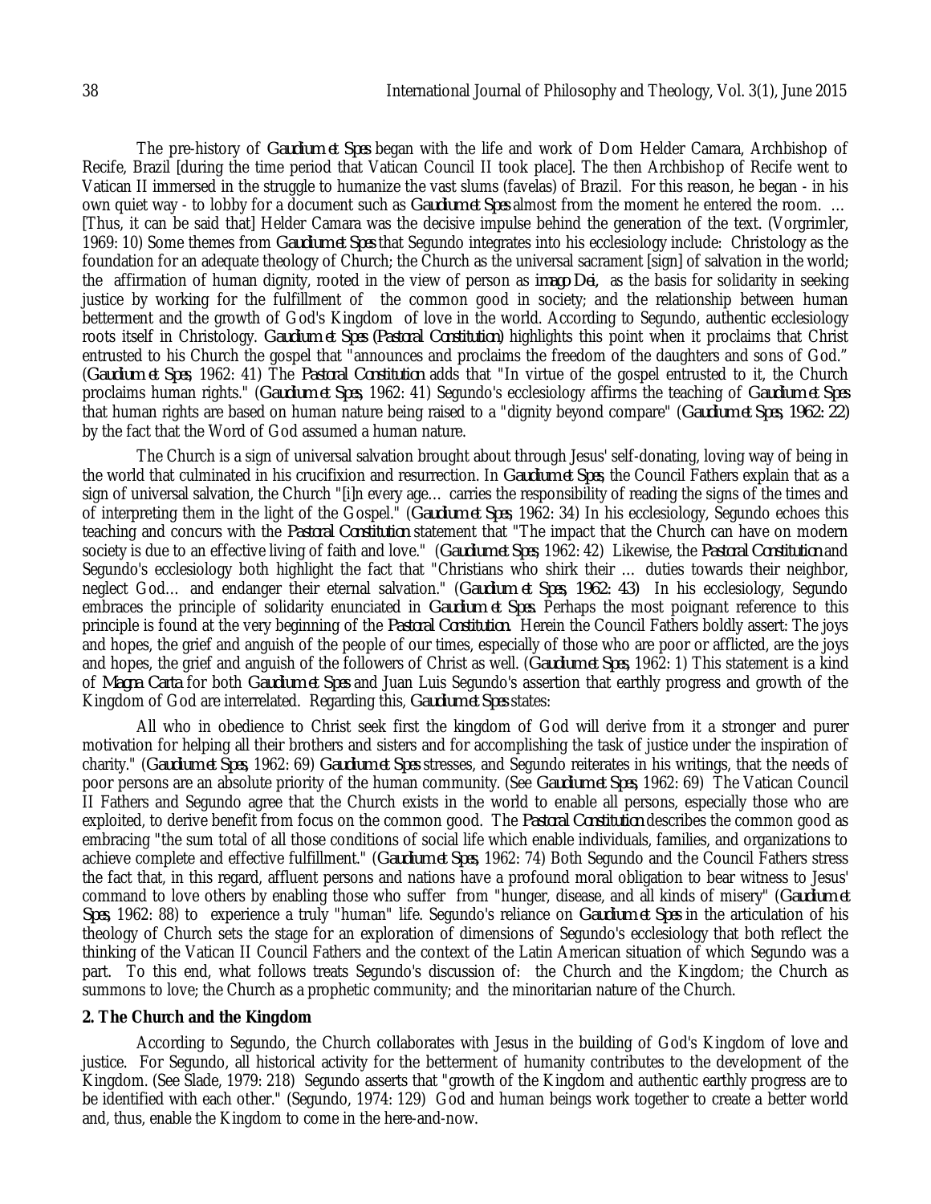The pre-history of *Gaudium et Spes* began with the life and work of Dom Helder Camara, Archbishop of Recife, Brazil [during the time period that Vatican Council II took place]. The then Archbishop of Recife went to Vatican II immersed in the struggle to humanize the vast slums (favelas) of Brazil. For this reason, he began - in his own quiet way - to lobby for a document such as *Gaudium et Spes* almost from the moment he entered the room. … [Thus, it can be said that] Helder Camara was the decisive impulse behind the generation of the text. (Vorgrimler, 1969: 10) Some themes from *Gaudium et Spes* that Segundo integrates into his ecclesiology include: Christology as the foundation for an adequate theology of Church; the Church as the universal sacrament [sign] of salvation in the world; the affirmation of human dignity, rooted in the view of person as *imago Dei*, as the basis for solidarity in seeking justice by working for the fulfillment of the common good in society; and the relationship between human betterment and the growth of God's Kingdom of love in the world. According to Segundo, authentic ecclesiology roots itself in Christology. *Gaudium et Spes (Pastoral Constitution)* highlights this point when it proclaims that Christ entrusted to his Church the gospel that "announces and proclaims the freedom of the daughters and sons of God." (*Gaudium et Spes*, 1962: 41) The *Pastoral Constitution* adds that "In virtue of the gospel entrusted to it, the Church proclaims human rights." (*Gaudium et Spes*, 1962: 41) Segundo's ecclesiology affirms the teaching of *Gaudium et Spes* that human rights are based on human nature being raised to a "dignity beyond compare" (*Gaudium et Spes*, 1962: 22) by the fact that the Word of God assumed a human nature.

The Church is a sign of universal salvation brought about through Jesus' self-donating, loving way of being in the world that culminated in his crucifixion and resurrection. In *Gaudium et Spes*, the Council Fathers explain that as a sign of universal salvation, the Church "[i]n every age… carries the responsibility of reading the signs of the times and of interpreting them in the light of the Gospel." (*Gaudium et Spes*, 1962: 34) In his ecclesiology, Segundo echoes this teaching and concurs with the *Pastoral Constitution* statement that "The impact that the Church can have on modern society is due to an effective living of faith and love." (*Gaudium et Spes*, 1962: 42) Likewise, the *Pastoral Constitution* and Segundo's ecclesiology both highlight the fact that "Christians who shirk their … duties towards their neighbor, neglect God… and endanger their eternal salvation." (*Gaudium et Spes*, 1962: 43) In his ecclesiology, Segundo embraces the principle of solidarity enunciated in *Gaudium et Spes*. Perhaps the most poignant reference to this principle is found at the very beginning of the *Pastoral Constitution*. Herein the Council Fathers boldly assert: The joys and hopes, the grief and anguish of the people of our times, especially of those who are poor or afflicted, are the joys and hopes, the grief and anguish of the followers of Christ as well. (*Gaudium et Spes*, 1962: 1) This statement is a kind of *Magna Carta* for both *Gaudium et Spes* and Juan Luis Segundo's assertion that earthly progress and growth of the Kingdom of God are interrelated. Regarding this, *Gaudium et Spes* states:

All who in obedience to Christ seek first the kingdom of God will derive from it a stronger and purer motivation for helping all their brothers and sisters and for accomplishing the task of justice under the inspiration of charity." (*Gaudium et Spes*, 1962: 69) *Gaudium et Spes* stresses, and Segundo reiterates in his writings, that the needs of poor persons are an absolute priority of the human community. (See *Gaudium et Spes*, 1962: 69) The Vatican Council II Fathers and Segundo agree that the Church exists in the world to enable all persons, especially those who are exploited, to derive benefit from focus on the common good. The *Pastoral Constitution* describes the common good as embracing "the sum total of all those conditions of social life which enable individuals, families, and organizations to achieve complete and effective fulfillment." (*Gaudium et Spes*, 1962: 74) Both Segundo and the Council Fathers stress the fact that, in this regard, affluent persons and nations have a profound moral obligation to bear witness to Jesus' command to love others by enabling those who suffer from "hunger, disease, and all kinds of misery" (*Gaudium et Spes*, 1962: 88) to experience a truly "human" life. Segundo's reliance on *Gaudium et Spes* in the articulation of his theology of Church sets the stage for an exploration of dimensions of Segundo's ecclesiology that both reflect the thinking of the Vatican II Council Fathers and the context of the Latin American situation of which Segundo was a part. To this end, what follows treats Segundo's discussion of: the Church and the Kingdom; the Church as summons to love; the Church as a prophetic community; and the minoritarian nature of the Church.

## 2. The Church and the Kingdom

According to Segundo, the Church collaborates with Jesus in the building of God's Kingdom of love and justice. For Segundo, all historical activity for the betterment of humanity contributes to the development of the Kingdom. (See Slade, 1979: 218) Segundo asserts that "growth of the Kingdom and authentic earthly progress are to be identified with each other." (Segundo, 1974: 129) God and human beings work together to create a better world and, thus, enable the Kingdom to come in the here-and-now.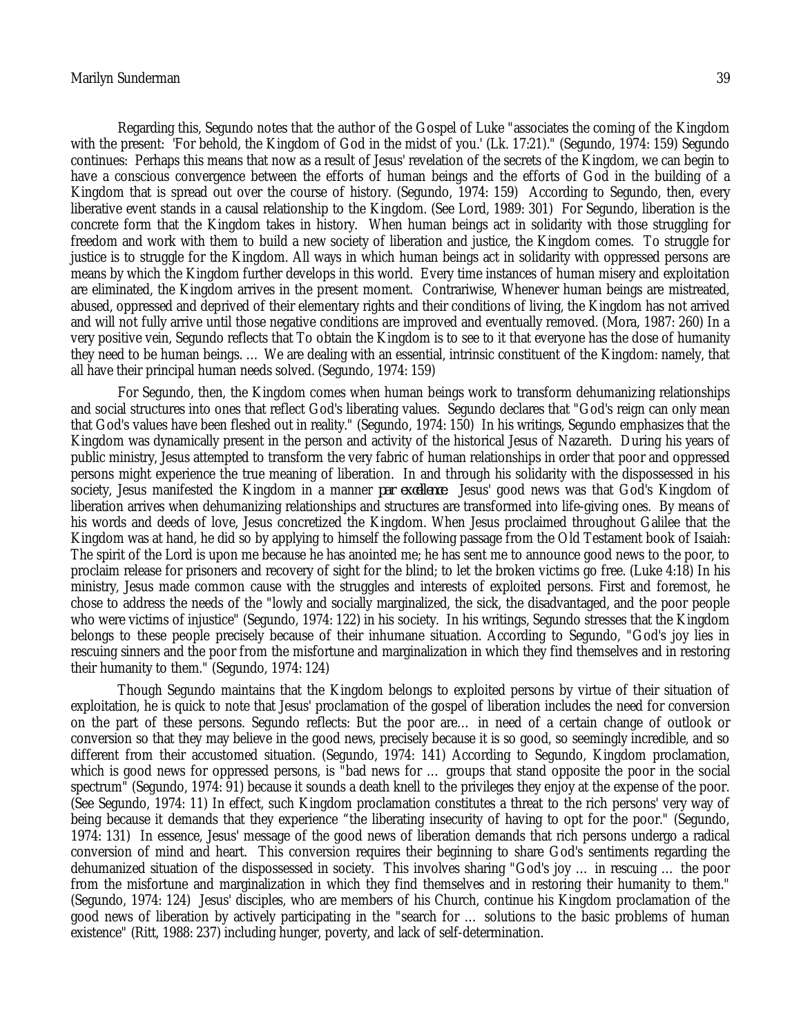Regarding this, Segundo notes that the author of the Gospel of Luke "associates the coming of the Kingdom with the present: 'For behold, the Kingdom of God in the midst of you.' (Lk. 17:21)." (Segundo, 1974: 159) Segundo continues: Perhaps this means that now as a result of Jesus' revelation of the secrets of the Kingdom, we can begin to have a conscious convergence between the efforts of human beings and the efforts of God in the building of a Kingdom that is spread out over the course of history. (Segundo, 1974: 159) According to Segundo, then, every liberative event stands in a causal relationship to the Kingdom. (See Lord, 1989: 301) For Segundo, liberation is the concrete form that the Kingdom takes in history. When human beings act in solidarity with those struggling for freedom and work with them to build a new society of liberation and justice, the Kingdom comes. To struggle for justice is to struggle for the Kingdom. All ways in which human beings act in solidarity with oppressed persons are means by which the Kingdom further develops in this world. Every time instances of human misery and exploitation are eliminated, the Kingdom arrives in the present moment. Contrariwise, Whenever human beings are mistreated, abused, oppressed and deprived of their elementary rights and their conditions of living, the Kingdom has not arrived and will not fully arrive until those negative conditions are improved and eventually removed. (Mora, 1987: 260) In a very positive vein, Segundo reflects that To obtain the Kingdom is to see to it that everyone has the dose of humanity they need to be human beings. … We are dealing with an essential, intrinsic constituent of the Kingdom: namely, that all have their principal human needs solved. (Segundo, 1974: 159)

For Segundo, then, the Kingdom comes when human beings work to transform dehumanizing relationships and social structures into ones that reflect God's liberating values. Segundo declares that "God's reign can only mean that God's values have been fleshed out in reality." (Segundo, 1974: 150) In his writings, Segundo emphasizes that the Kingdom was dynamically present in the person and activity of the historical Jesus of Nazareth. During his years of public ministry, Jesus attempted to transform the very fabric of human relationships in order that poor and oppressed persons might experience the true meaning of liberation. In and through his solidarity with the dispossessed in his society, Jesus manifested the Kingdom in a manner *par excellence*. Jesus' good news was that God's Kingdom of liberation arrives when dehumanizing relationships and structures are transformed into life-giving ones. By means of his words and deeds of love, Jesus concretized the Kingdom. When Jesus proclaimed throughout Galilee that the Kingdom was at hand, he did so by applying to himself the following passage from the Old Testament book of Isaiah: The spirit of the Lord is upon me because he has anointed me; he has sent me to announce good news to the poor, to proclaim release for prisoners and recovery of sight for the blind; to let the broken victims go free. (Luke 4:18) In his ministry, Jesus made common cause with the struggles and interests of exploited persons. First and foremost, he chose to address the needs of the "lowly and socially marginalized, the sick, the disadvantaged, and the poor people who were victims of injustice" (Segundo, 1974: 122) in his society. In his writings, Segundo stresses that the Kingdom belongs to these people precisely because of their inhumane situation. According to Segundo, "God's joy lies in rescuing sinners and the poor from the misfortune and marginalization in which they find themselves and in restoring their humanity to them." (Segundo, 1974: 124)

Though Segundo maintains that the Kingdom belongs to exploited persons by virtue of their situation of exploitation, he is quick to note that Jesus' proclamation of the gospel of liberation includes the need for conversion on the part of these persons. Segundo reflects: But the poor are… in need of a certain change of outlook or conversion so that they may believe in the good news, precisely because it is so good, so seemingly incredible, and so different from their accustomed situation. (Segundo, 1974: 141) According to Segundo, Kingdom proclamation, which is good news for oppressed persons, is "bad news for … groups that stand opposite the poor in the social spectrum" (Segundo, 1974: 91) because it sounds a death knell to the privileges they enjoy at the expense of the poor. (See Segundo, 1974: 11) In effect, such Kingdom proclamation constitutes a threat to the rich persons' very way of being because it demands that they experience "the liberating insecurity of having to opt for the poor." (Segundo, 1974: 131) In essence, Jesus' message of the good news of liberation demands that rich persons undergo a radical conversion of mind and heart. This conversion requires their beginning to share God's sentiments regarding the dehumanized situation of the dispossessed in society. This involves sharing "God's joy … in rescuing … the poor from the misfortune and marginalization in which they find themselves and in restoring their humanity to them." (Segundo, 1974: 124) Jesus' disciples, who are members of his Church, continue his Kingdom proclamation of the good news of liberation by actively participating in the "search for … solutions to the basic problems of human existence" (Ritt, 1988: 237) including hunger, poverty, and lack of self-determination.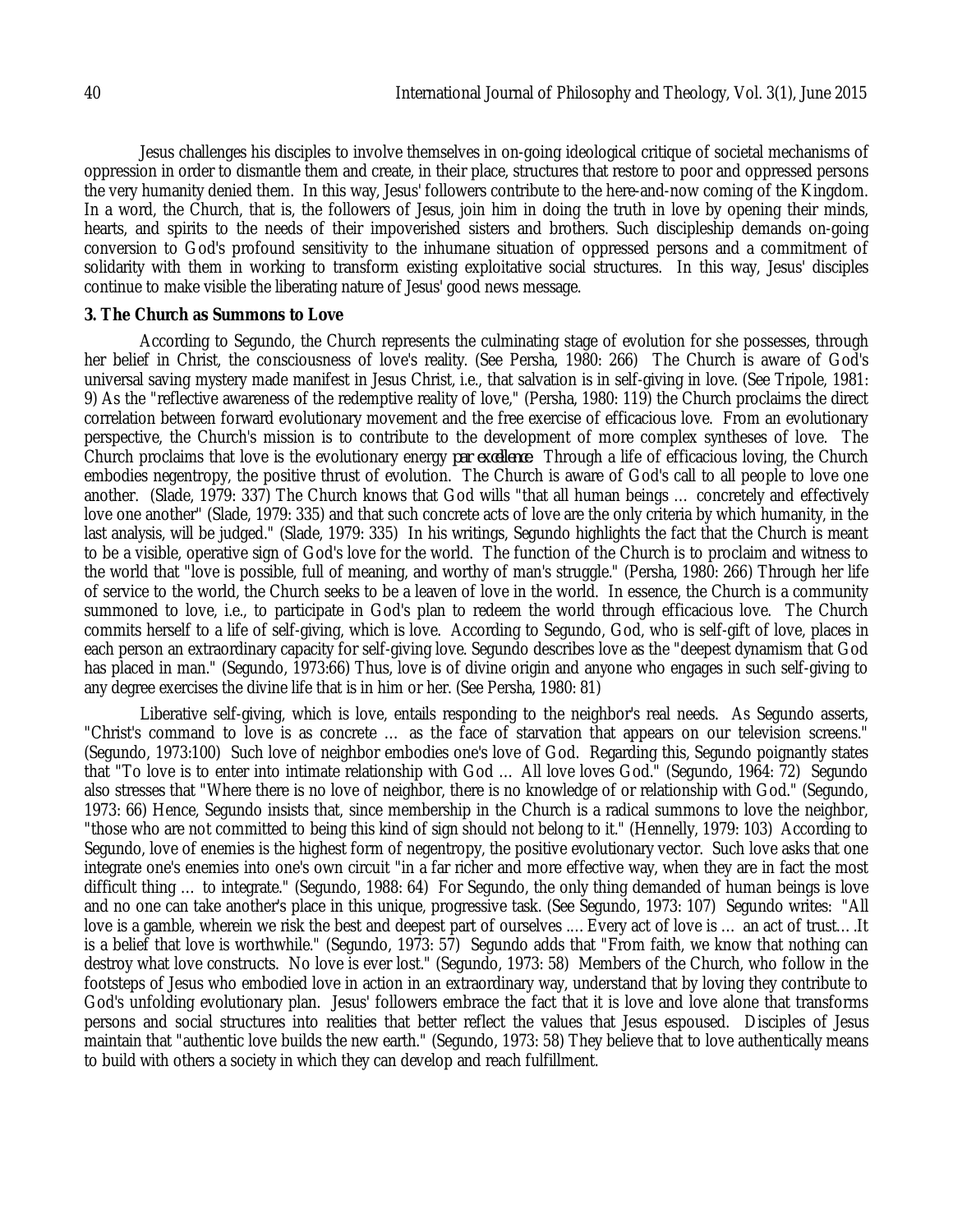Jesus challenges his disciples to involve themselves in on-going ideological critique of societal mechanisms of oppression in order to dismantle them and create, in their place, structures that restore to poor and oppressed persons the very humanity denied them. In this way, Jesus' followers contribute to the here-and-now coming of the Kingdom. In a word, the Church, that is, the followers of Jesus, join him in doing the truth in love by opening their minds, hearts, and spirits to the needs of their impoverished sisters and brothers. Such discipleship demands on-going conversion to God's profound sensitivity to the inhumane situation of oppressed persons and a commitment of solidarity with them in working to transform existing exploitative social structures. In this way, Jesus' disciples continue to make visible the liberating nature of Jesus' good news message.

**3. The Church as Summons to Love**

According to Segundo, the Church represents the culminating stage of evolution for she possesses, through her belief in Christ, the consciousness of love's reality. (See Persha, 1980: 266) The Church is aware of God's universal saving mystery made manifest in Jesus Christ, i.e., that salvation is in self-giving in love. (See Tripole, 1981: 9) As the "reflective awareness of the redemptive reality of love," (Persha, 1980: 119) the Church proclaims the direct correlation between forward evolutionary movement and the free exercise of efficacious love. From an evolutionary perspective, the Church's mission is to contribute to the development of more complex syntheses of love. The Church proclaims that love is the evolutionary energy *par excellence*. Through a life of efficacious loving, the Church embodies negentropy, the positive thrust of evolution. The Church is aware of God's call to all people to love one another. (Slade, 1979: 337) The Church knows that God wills "that all human beings … concretely and effectively love one another" (Slade, 1979: 335) and that such concrete acts of love are the only criteria by which humanity, in the last analysis, will be judged." (Slade, 1979: 335) In his writings, Segundo highlights the fact that the Church is meant to be a visible, operative sign of God's love for the world. The function of the Church is to proclaim and witness to the world that "love is possible, full of meaning, and worthy of man's struggle." (Persha, 1980: 266) Through her life of service to the world, the Church seeks to be a leaven of love in the world. In essence, the Church is a community summoned to love, i.e., to participate in God's plan to redeem the world through efficacious love. The Church commits herself to a life of self-giving, which is love. According to Segundo, God, who is self-gift of love, places in each person an extraordinary capacity for self-giving love. Segundo describes love as the "deepest dynamism that God has placed in man." (Segundo, 1973:66) Thus, love is of divine origin and anyone who engages in such self-giving to any degree exercises the divine life that is in him or her. (See Persha, 1980: 81)

Liberative self-giving, which is love, entails responding to the neighbor's real needs. As Segundo asserts, "Christ's command to love is as concrete … as the face of starvation that appears on our television screens." (Segundo, 1973:100) Such love of neighbor embodies one's love of God. Regarding this, Segundo poignantly states that "To love is to enter into intimate relationship with God … All love loves God." (Segundo, 1964: 72) Segundo also stresses that "Where there is no love of neighbor, there is no knowledge of or relationship with God." (Segundo, 1973: 66) Hence, Segundo insists that, since membership in the Church is a radical summons to love the neighbor, "those who are not committed to being this kind of sign should not belong to it." (Hennelly, 1979: 103) According to Segundo, love of enemies is the highest form of negentropy, the positive evolutionary vector. Such love asks that one integrate one's enemies into one's own circuit "in a far richer and more effective way, when they are in fact the most difficult thing … to integrate." (Segundo, 1988: 64) For Segundo, the only thing demanded of human beings is love and no one can take another's place in this unique, progressive task. (See Segundo, 1973: 107) Segundo writes: "All love is a gamble, wherein we risk the best and deepest part of ourselves .... Every act of love is … an act of trust….It is a belief that love is worthwhile." (Segundo, 1973: 57) Segundo adds that "From faith, we know that nothing can destroy what love constructs. No love is ever lost." (Segundo, 1973: 58) Members of the Church, who follow in the footsteps of Jesus who embodied love in action in an extraordinary way, understand that by loving they contribute to God's unfolding evolutionary plan. Jesus' followers embrace the fact that it is love and love alone that transforms persons and social structures into realities that better reflect the values that Jesus espoused. Disciples of Jesus maintain that "authentic love builds the new earth." (Segundo, 1973: 58) They believe that to love authentically means to build with others a society in which they can develop and reach fulfillment.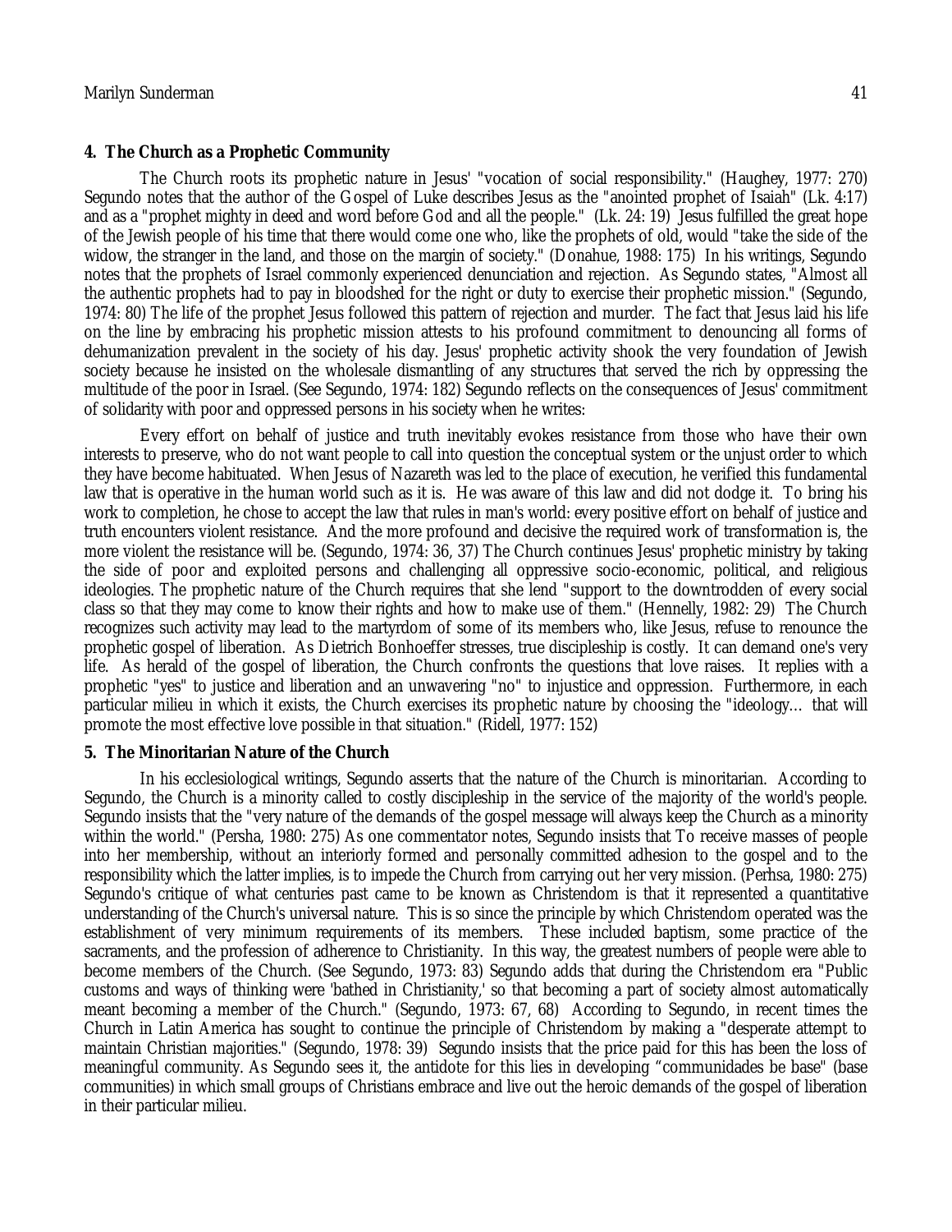**4. The Church as a Prophetic Community**

The Church roots its prophetic nature in Jesus' "vocation of social responsibility." (Haughey, 1977: 270) Segundo notes that the author of the Gospel of Luke describes Jesus as the "anointed prophet of Isaiah" (Lk. 4:17) and as a "prophet mighty in deed and word before God and all the people." (Lk. 24: 19) Jesus fulfilled the great hope of the Jewish people of his time that there would come one who, like the prophets of old, would "take the side of the widow, the stranger in the land, and those on the margin of society." (Donahue, 1988: 175) In his writings, Segundo notes that the prophets of Israel commonly experienced denunciation and rejection. As Segundo states, "Almost all the authentic prophets had to pay in bloodshed for the right or duty to exercise their prophetic mission." (Segundo, 1974: 80) The life of the prophet Jesus followed this pattern of rejection and murder. The fact that Jesus laid his life on the line by embracing his prophetic mission attests to his profound commitment to denouncing all forms of dehumanization prevalent in the society of his day. Jesus' prophetic activity shook the very foundation of Jewish society because he insisted on the wholesale dismantling of any structures that served the rich by oppressing the multitude of the poor in Israel. (See Segundo, 1974: 182) Segundo reflects on the consequences of Jesus' commitment of solidarity with poor and oppressed persons in his society when he writes:

Every effort on behalf of justice and truth inevitably evokes resistance from those who have their own interests to preserve, who do not want people to call into question the conceptual system or the unjust order to which they have become habituated. When Jesus of Nazareth was led to the place of execution, he verified this fundamental law that is operative in the human world such as it is. He was aware of this law and did not dodge it. To bring his work to completion, he chose to accept the law that rules in man's world: every positive effort on behalf of justice and truth encounters violent resistance. And the more profound and decisive the required work of transformation is, the more violent the resistance will be. (Segundo, 1974: 36, 37) The Church continues Jesus' prophetic ministry by taking the side of poor and exploited persons and challenging all oppressive socio-economic, political, and religious ideologies. The prophetic nature of the Church requires that she lend "support to the downtrodden of every social class so that they may come to know their rights and how to make use of them." (Hennelly, 1982: 29) The Church recognizes such activity may lead to the martyrdom of some of its members who, like Jesus, refuse to renounce the prophetic gospel of liberation. As Dietrich Bonhoeffer stresses, true discipleship is costly. It can demand one's very life. As herald of the gospel of liberation, the Church confronts the questions that love raises. It replies with a prophetic "yes" to justice and liberation and an unwavering "no" to injustice and oppression. Furthermore, in each particular milieu in which it exists, the Church exercises its prophetic nature by choosing the "ideology… that will promote the most effective love possible in that situation." (Ridell, 1977: 152)

**5. The Minoritarian Nature of the Church**

In his ecclesiological writings, Segundo asserts that the nature of the Church is minoritarian. According to Segundo, the Church is a minority called to costly discipleship in the service of the majority of the world's people. Segundo insists that the "very nature of the demands of the gospel message will always keep the Church as a minority within the world." (Persha, 1980: 275) As one commentator notes, Segundo insists that To receive masses of people into her membership, without an interiorly formed and personally committed adhesion to the gospel and to the responsibility which the latter implies, is to impede the Church from carrying out her very mission. (Perhsa, 1980: 275) Segundo's critique of what centuries past came to be known as Christendom is that it represented a quantitative understanding of the Church's universal nature. This is so since the principle by which Christendom operated was the establishment of very minimum requirements of its members. These included baptism, some practice of the sacraments, and the profession of adherence to Christianity. In this way, the greatest numbers of people were able to become members of the Church. (See Segundo, 1973: 83) Segundo adds that during the Christendom era "Public customs and ways of thinking were 'bathed in Christianity,' so that becoming a part of society almost automatically meant becoming a member of the Church." (Segundo, 1973: 67, 68) According to Segundo, in recent times the Church in Latin America has sought to continue the principle of Christendom by making a "desperate attempt to maintain Christian majorities." (Segundo, 1978: 39) Segundo insists that the price paid for this has been the loss of meaningful community. As Segundo sees it, the antidote for this lies in developing "communidades be base" (base communities) in which small groups of Christians embrace and live out the heroic demands of the gospel of liberation in their particular milieu.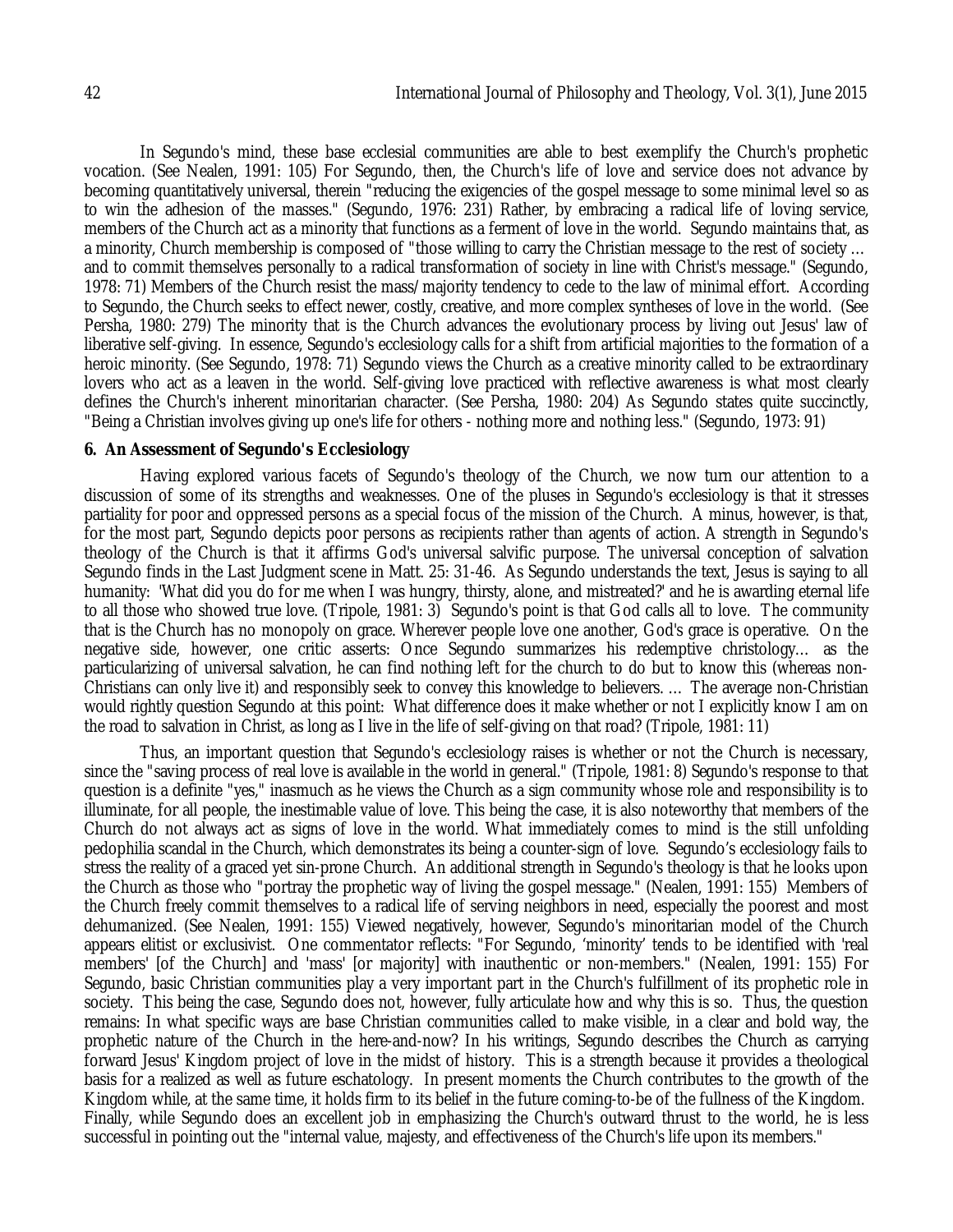In Segundo's mind, these base ecclesial communities are able to best exemplify the Church's prophetic vocation. (See Nealen, 1991: 105) For Segundo, then, the Church's life of love and service does not advance by becoming quantitatively universal, therein "reducing the exigencies of the gospel message to some minimal level so as to win the adhesion of the masses." (Segundo, 1976: 231) Rather, by embracing a radical life of loving service, members of the Church act as a minority that functions as a ferment of love in the world. Segundo maintains that, as a minority, Church membership is composed of "those willing to carry the Christian message to the rest of society … and to commit themselves personally to a radical transformation of society in line with Christ's message." (Segundo, 1978: 71) Members of the Church resist the mass/majority tendency to cede to the law of minimal effort. According to Segundo, the Church seeks to effect newer, costly, creative, and more complex syntheses of love in the world. (See Persha, 1980: 279) The minority that is the Church advances the evolutionary process by living out Jesus' law of liberative self-giving. In essence, Segundo's ecclesiology calls for a shift from artificial majorities to the formation of a heroic minority. (See Segundo, 1978: 71) Segundo views the Church as a creative minority called to be extraordinary lovers who act as a leaven in the world. Self-giving love practiced with reflective awareness is what most clearly defines the Church's inherent minoritarian character. (See Persha, 1980: 204) As Segundo states quite succinctly, "Being a Christian involves giving up one's life for others - nothing more and nothing less." (Segundo, 1973: 91)

**6. An Assessment of Segundo's Ecclesiology**

Having explored various facets of Segundo's theology of the Church, we now turn our attention to a discussion of some of its strengths and weaknesses. One of the pluses in Segundo's ecclesiology is that it stresses partiality for poor and oppressed persons as a special focus of the mission of the Church. A minus, however, is that, for the most part, Segundo depicts poor persons as recipients rather than agents of action. A strength in Segundo's theology of the Church is that it affirms God's universal salvific purpose. The universal conception of salvation Segundo finds in the Last Judgment scene in Matt. 25: 31-46. As Segundo understands the text, Jesus is saying to all humanity: 'What did you do for me when I was hungry, thirsty, alone, and mistreated?' and he is awarding eternal life to all those who showed true love. (Tripole, 1981: 3) Segundo's point is that God calls all to love. The community that is the Church has no monopoly on grace. Wherever people love one another, God's grace is operative. On the negative side, however, one critic asserts: Once Segundo summarizes his redemptive christology… as the particularizing of universal salvation, he can find nothing left for the church to do but to know this (whereas non-Christians can only live it) and responsibly seek to convey this knowledge to believers. … The average non-Christian would rightly question Segundo at this point: What difference does it make whether or not I explicitly know I am on the road to salvation in Christ, as long as I live in the life of self-giving on that road? (Tripole, 1981: 11)

Thus, an important question that Segundo's ecclesiology raises is whether or not the Church is necessary, since the "saving process of real love is available in the world in general." (Tripole, 1981: 8) Segundo's response to that question is a definite "yes," inasmuch as he views the Church as a sign community whose role and responsibility is to illuminate, for all people, the inestimable value of love. This being the case, it is also noteworthy that members of the Church do not always act as signs of love in the world. What immediately comes to mind is the still unfolding pedophilia scandal in the Church, which demonstrates its being a counter-sign of love. Segundo's ecclesiology fails to stress the reality of a graced yet sin-prone Church. An additional strength in Segundo's theology is that he looks upon the Church as those who "portray the prophetic way of living the gospel message." (Nealen, 1991: 155) Members of the Church freely commit themselves to a radical life of serving neighbors in need, especially the poorest and most dehumanized. (See Nealen, 1991: 155) Viewed negatively, however, Segundo's minoritarian model of the Church appears elitist or exclusivist. One commentator reflects: "For Segundo, 'minority' tends to be identified with 'real members' [of the Church] and 'mass' [or majority] with inauthentic or non-members." (Nealen, 1991: 155) For Segundo, basic Christian communities play a very important part in the Church's fulfillment of its prophetic role in society. This being the case, Segundo does not, however, fully articulate how and why this is so. Thus, the question remains: In what specific ways are base Christian communities called to make visible, in a clear and bold way, the prophetic nature of the Church in the here-and-now? In his writings, Segundo describes the Church as carrying forward Jesus' Kingdom project of love in the midst of history. This is a strength because it provides a theological basis for a realized as well as future eschatology. In present moments the Church contributes to the growth of the Kingdom while, at the same time, it holds firm to its belief in the future coming-to-be of the fullness of the Kingdom. Finally, while Segundo does an excellent job in emphasizing the Church's outward thrust to the world, he is less successful in pointing out the "internal value, majesty, and effectiveness of the Church's life upon its members."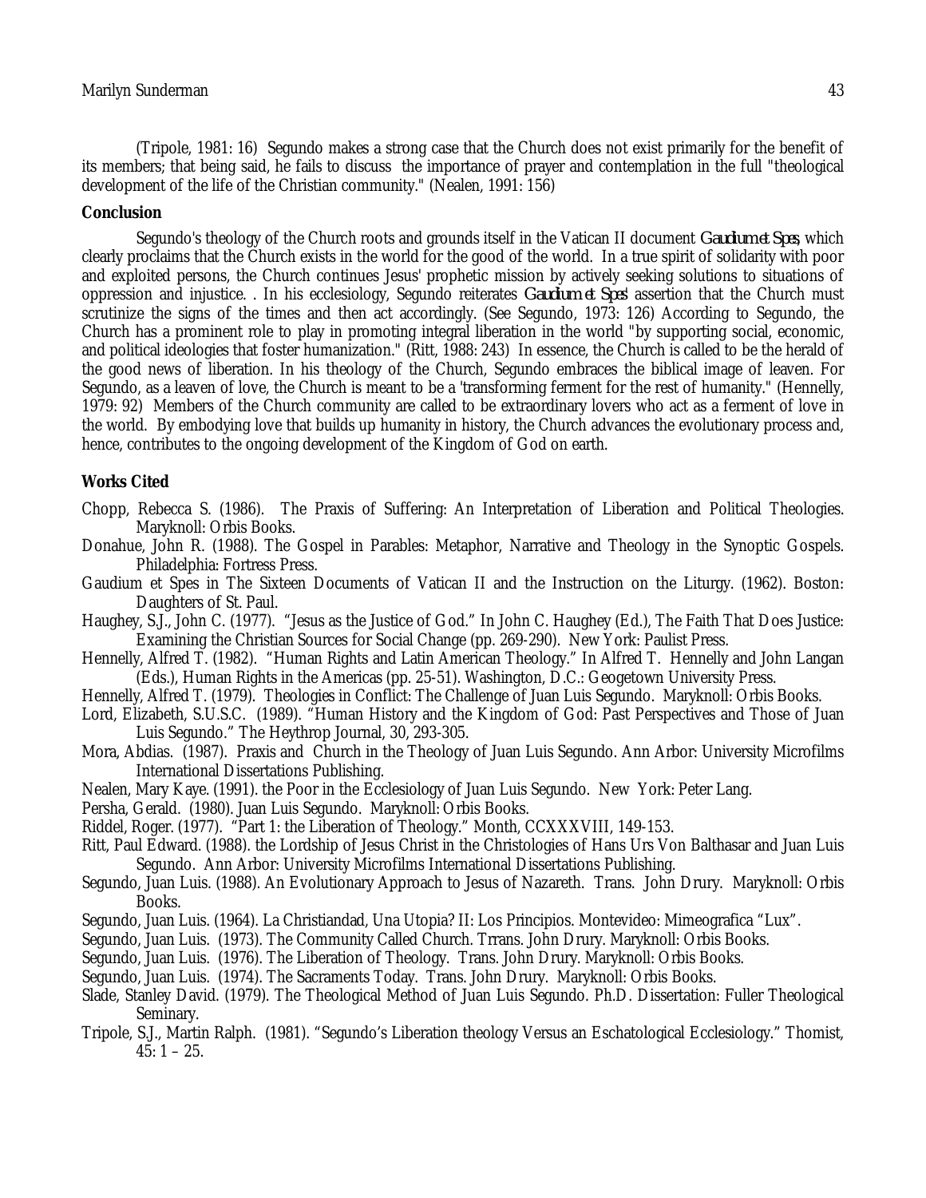(Tripole, 1981: 16) Segundo makes a strong case that the Church does not exist primarily for the benefit of its members; that being said, he fails to discuss the importance of prayer and contemplation in the full "theological development of the life of the Christian community." (Nealen, 1991: 156)

## Conclusion

Segundo's theology of the Church roots and grounds itself in the Vatican II document *Gaudium et Spes*, which clearly proclaims that the Church exists in the world for the good of the world. In a true spirit of solidarity with poor and exploited persons, the Church continues Jesus' prophetic mission by actively seeking solutions to situations of oppression and injustice. . In his ecclesiology, Segundo reiterates *Gaudium et Spes*' assertion that the Church must scrutinize the signs of the times and then act accordingly. (See Segundo, 1973: 126) According to Segundo, the Church has a prominent role to play in promoting integral liberation in the world "by supporting social, economic, and political ideologies that foster humanization." (Ritt, 1988: 243) In essence, the Church is called to be the herald of the good news of liberation. In his theology of the Church, Segundo embraces the biblical image of leaven. For Segundo, as a leaven of love, the Church is meant to be a 'transforming ferment for the rest of humanity." (Hennelly, 1979: 92) Members of the Church community are called to be extraordinary lovers who act as a ferment of love in the world. By embodying love that builds up humanity in history, the Church advances the evolutionary process and, hence, contributes to the ongoing development of the Kingdom of God on earth.

## Works Cited

Chopp, Rebecca S. (1986). The Praxis of Suffering: An Interpretation of Liberation and Political Theologies. Maryknoll: Orbis Books.

Donahue, John R. (1988). The Gospel in Parables: Metaphor, Narrative and Theology in the Synoptic Gospels. Philadelphia: Fortress Press.

Gaudium et Spes in The Sixteen Documents of Vatican II and the Instruction on the Liturgy. (1962). Boston: Daughters of St. Paul.

Haughey, S.J., John C. (1977). "Jesus as the Justice of God." In John C. Haughey (Ed.), The Faith That Does Justice: Examining the Christian Sources for Social Change (pp. 269-290). New York: Paulist Press.

Hennelly, Alfred T. (1982). "Human Rights and Latin American Theology." In Alfred T. Hennelly and John Langan (Eds.), Human Rights in the Americas (pp. 25-51). Washington, D.C.: Geogetown University Press.

Hennelly, Alfred T. (1979). Theologies in Conflict: The Challenge of Juan Luis Segundo. Maryknoll: Orbis Books.

Lord, Elizabeth, S.U.S.C. (1989). "Human History and the Kingdom of God: Past Perspectives and Those of Juan Luis Segundo." The Heythrop Journal, 30, 293-305.

Mora, Abdias. (1987). Praxis and Church in the Theology of Juan Luis Segundo. Ann Arbor: University Microfilms International Dissertations Publishing.

Nealen, Mary Kaye. (1991). the Poor in the Ecclesiology of Juan Luis Segundo. New York: Peter Lang.

Persha, Gerald. (1980). Juan Luis Segundo. Maryknoll: Orbis Books.

Riddel, Roger. (1977). "Part 1: the Liberation of Theology." Month, CCXXXVIII, 149-153.

Ritt, Paul Edward. (1988). the Lordship of Jesus Christ in the Christologies of Hans Urs Von Balthasar and Juan Luis Segundo. Ann Arbor: University Microfilms International Dissertations Publishing.

Segundo, Juan Luis. (1988). An Evolutionary Approach to Jesus of Nazareth. Trans. John Drury. Maryknoll: Orbis Books.

Segundo, Juan Luis. (1964). La Christiandad, Una Utopia? II: Los Principios. Montevideo: Mimeografica "Lux".

Segundo, Juan Luis. (1973). The Community Called Church. Trrans. John Drury. Maryknoll: Orbis Books.

Segundo, Juan Luis. (1976). The Liberation of Theology. Trans. John Drury. Maryknoll: Orbis Books.

Segundo, Juan Luis. (1974). The Sacraments Today. Trans. John Drury. Maryknoll: Orbis Books.

Slade, Stanley David. (1979). The Theological Method of Juan Luis Segundo. Ph.D. Dissertation: Fuller Theological Seminary.

Tripole, S.J., Martin Ralph. (1981). "Segundo's Liberation theology Versus an Eschatological Ecclesiology." Thomist, 45: 1 – 25.